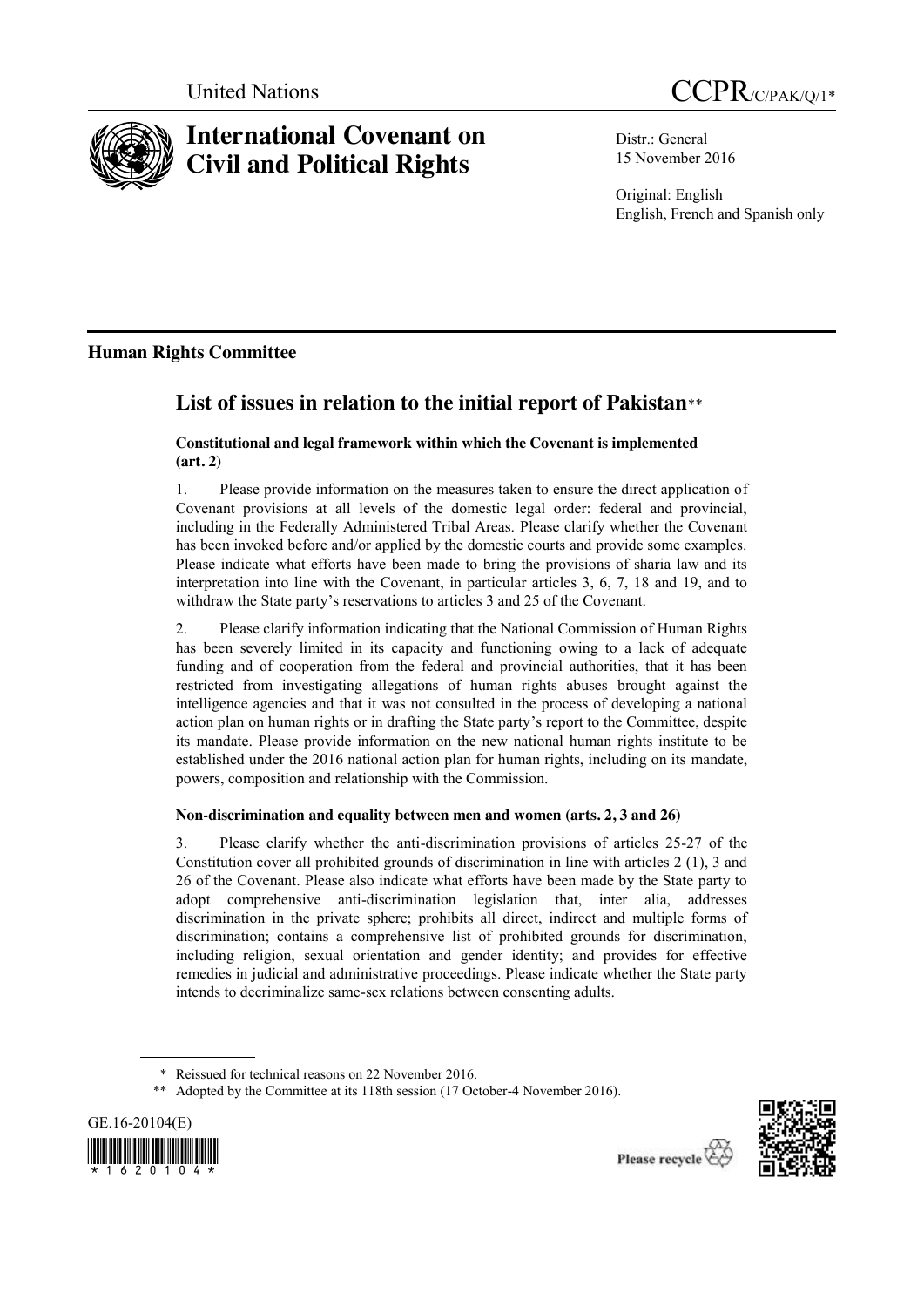United Nations

CCPR/C/PAK/Q/1*

# International Covenant on Civil and Political Rights

Distr.: General
15 November 2016

Original: English
English, French and Spanish only

## Human Rights Committee

# List of issues in relation to the initial report of Pakistan**

### Constitutional and legal framework within which the Covenant is implemented (art. 2)

1. Please provide information on the measures taken to ensure the direct application of Covenant provisions at all levels of the domestic legal order: federal and provincial, including in the Federally Administered Tribal Areas. Please clarify whether the Covenant has been invoked before and/or applied by the domestic courts and provide some examples. Please indicate what efforts have been made to bring the provisions of sharia law and its interpretation into line with the Covenant, in particular articles 3, 6, 7, 18 and 19, and to withdraw the State party's reservations to articles 3 and 25 of the Covenant.

2. Please clarify information indicating that the National Commission of Human Rights has been severely limited in its capacity and functioning owing to a lack of adequate funding and of cooperation from the federal and provincial authorities, that it has been restricted from investigating allegations of human rights abuses brought against the intelligence agencies and that it was not consulted in the process of developing a national action plan on human rights or in drafting the State party's report to the Committee, despite its mandate. Please provide information on the new national human rights institute to be established under the 2016 national action plan for human rights, including on its mandate, powers, composition and relationship with the Commission.

### Non-discrimination and equality between men and women (arts. 2, 3 and 26)

3. Please clarify whether the anti-discrimination provisions of articles 25-27 of the Constitution cover all prohibited grounds of discrimination in line with articles 2 (1), 3 and 26 of the Covenant. Please also indicate what efforts have been made by the State party to adopt comprehensive anti-discrimination legislation that, inter alia, addresses discrimination in the private sphere; prohibits all direct, indirect and multiple forms of discrimination; contains a comprehensive list of prohibited grounds for discrimination, including religion, sexual orientation and gender identity; and provides for effective remedies in judicial and administrative proceedings. Please indicate whether the State party intends to decriminalize same-sex relations between consenting adults.

---

\* Reissued for technical reasons on 22 November 2016.

\** Adopted by the Committee at its 118th session (17 October-4 November 2016).

GE.16-20104(E)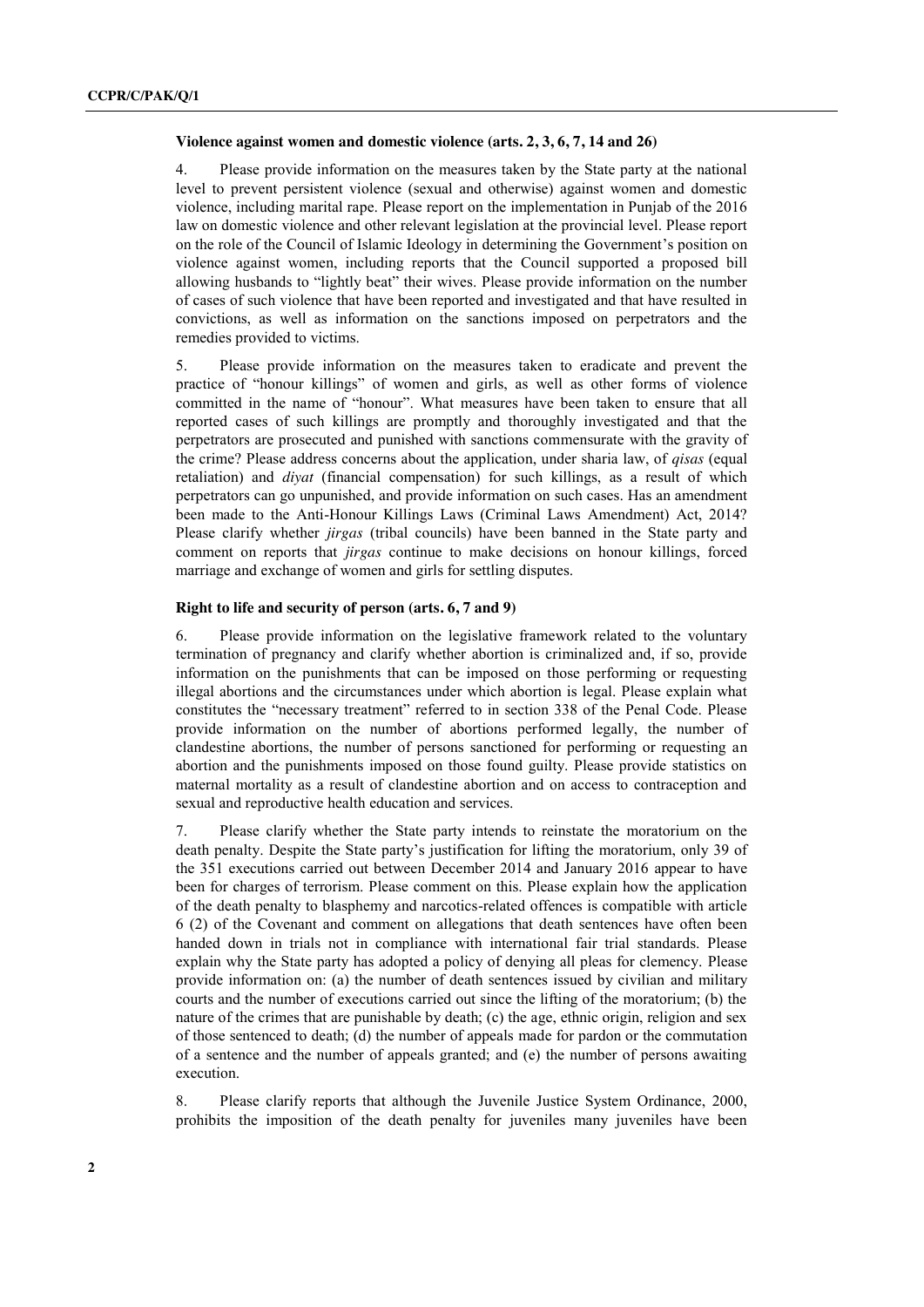### Violence against women and domestic violence (arts. 2, 3, 6, 7, 14 and 26)

4. Please provide information on the measures taken by the State party at the national level to prevent persistent violence (sexual and otherwise) against women and domestic violence, including marital rape. Please report on the implementation in Punjab of the 2016 law on domestic violence and other relevant legislation at the provincial level. Please report on the role of the Council of Islamic Ideology in determining the Government's position on violence against women, including reports that the Council supported a proposed bill allowing husbands to "lightly beat" their wives. Please provide information on the number of cases of such violence that have been reported and investigated and that have resulted in convictions, as well as information on the sanctions imposed on perpetrators and the remedies provided to victims.

5. Please provide information on the measures taken to eradicate and prevent the practice of "honour killings" of women and girls, as well as other forms of violence committed in the name of "honour". What measures have been taken to ensure that all reported cases of such killings are promptly and thoroughly investigated and that the perpetrators are prosecuted and punished with sanctions commensurate with the gravity of the crime? Please address concerns about the application, under sharia law, of *qisas* (equal retaliation) and *diyat* (financial compensation) for such killings, as a result of which perpetrators can go unpunished, and provide information on such cases. Has an amendment been made to the Anti-Honour Killings Laws (Criminal Laws Amendment) Act, 2014? Please clarify whether *jirgas* (tribal councils) have been banned in the State party and comment on reports that *jirgas* continue to make decisions on honour killings, forced marriage and exchange of women and girls for settling disputes.

### Right to life and security of person (arts. 6, 7 and 9)

6. Please provide information on the legislative framework related to the voluntary termination of pregnancy and clarify whether abortion is criminalized and, if so, provide information on the punishments that can be imposed on those performing or requesting illegal abortions and the circumstances under which abortion is legal. Please explain what constitutes the "necessary treatment" referred to in section 338 of the Penal Code. Please provide information on the number of abortions performed legally, the number of clandestine abortions, the number of persons sanctioned for performing or requesting an abortion and the punishments imposed on those found guilty. Please provide statistics on maternal mortality as a result of clandestine abortion and on access to contraception and sexual and reproductive health education and services.

7. Please clarify whether the State party intends to reinstate the moratorium on the death penalty. Despite the State party's justification for lifting the moratorium, only 39 of the 351 executions carried out between December 2014 and January 2016 appear to have been for charges of terrorism. Please comment on this. Please explain how the application of the death penalty to blasphemy and narcotics-related offences is compatible with article 6 (2) of the Covenant and comment on allegations that death sentences have often been handed down in trials not in compliance with international fair trial standards. Please explain why the State party has adopted a policy of denying all pleas for clemency. Please provide information on: (a) the number of death sentences issued by civilian and military courts and the number of executions carried out since the lifting of the moratorium; (b) the nature of the crimes that are punishable by death; (c) the age, ethnic origin, religion and sex of those sentenced to death; (d) the number of appeals made for pardon or the commutation of a sentence and the number of appeals granted; and (e) the number of persons awaiting execution.

8. Please clarify reports that although the Juvenile Justice System Ordinance, 2000, prohibits the imposition of the death penalty for juveniles many juveniles have been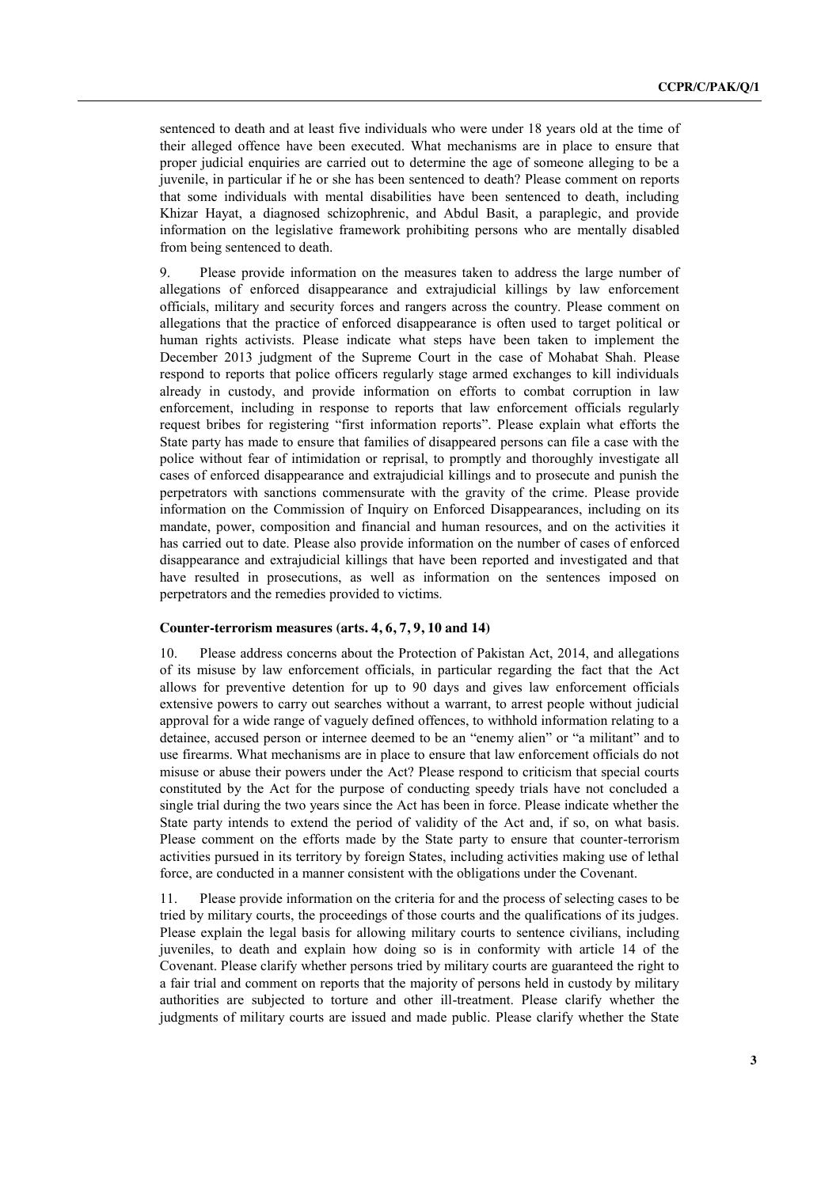sentenced to death and at least five individuals who were under 18 years old at the time of their alleged offence have been executed. What mechanisms are in place to ensure that proper judicial enquiries are carried out to determine the age of someone alleging to be a juvenile, in particular if he or she has been sentenced to death? Please comment on reports that some individuals with mental disabilities have been sentenced to death, including Khizar Hayat, a diagnosed schizophrenic, and Abdul Basit, a paraplegic, and provide information on the legislative framework prohibiting persons who are mentally disabled from being sentenced to death.

9. Please provide information on the measures taken to address the large number of allegations of enforced disappearance and extrajudicial killings by law enforcement officials, military and security forces and rangers across the country. Please comment on allegations that the practice of enforced disappearance is often used to target political or human rights activists. Please indicate what steps have been taken to implement the December 2013 judgment of the Supreme Court in the case of Mohabat Shah. Please respond to reports that police officers regularly stage armed exchanges to kill individuals already in custody, and provide information on efforts to combat corruption in law enforcement, including in response to reports that law enforcement officials regularly request bribes for registering "first information reports". Please explain what efforts the State party has made to ensure that families of disappeared persons can file a case with the police without fear of intimidation or reprisal, to promptly and thoroughly investigate all cases of enforced disappearance and extrajudicial killings and to prosecute and punish the perpetrators with sanctions commensurate with the gravity of the crime. Please provide information on the Commission of Inquiry on Enforced Disappearances, including on its mandate, power, composition and financial and human resources, and on the activities it has carried out to date. Please also provide information on the number of cases of enforced disappearance and extrajudicial killings that have been reported and investigated and that have resulted in prosecutions, as well as information on the sentences imposed on perpetrators and the remedies provided to victims.

**Counter-terrorism measures (arts. 4, 6, 7, 9, 10 and 14)**

10. Please address concerns about the Protection of Pakistan Act, 2014, and allegations of its misuse by law enforcement officials, in particular regarding the fact that the Act allows for preventive detention for up to 90 days and gives law enforcement officials extensive powers to carry out searches without a warrant, to arrest people without judicial approval for a wide range of vaguely defined offences, to withhold information relating to a detainee, accused person or internee deemed to be an "enemy alien" or "a militant" and to use firearms. What mechanisms are in place to ensure that law enforcement officials do not misuse or abuse their powers under the Act? Please respond to criticism that special courts constituted by the Act for the purpose of conducting speedy trials have not concluded a single trial during the two years since the Act has been in force. Please indicate whether the State party intends to extend the period of validity of the Act and, if so, on what basis. Please comment on the efforts made by the State party to ensure that counter-terrorism activities pursued in its territory by foreign States, including activities making use of lethal force, are conducted in a manner consistent with the obligations under the Covenant.

11. Please provide information on the criteria for and the process of selecting cases to be tried by military courts, the proceedings of those courts and the qualifications of its judges. Please explain the legal basis for allowing military courts to sentence civilians, including juveniles, to death and explain how doing so is in conformity with article 14 of the Covenant. Please clarify whether persons tried by military courts are guaranteed the right to a fair trial and comment on reports that the majority of persons held in custody by military authorities are subjected to torture and other ill-treatment. Please clarify whether the judgments of military courts are issued and made public. Please clarify whether the State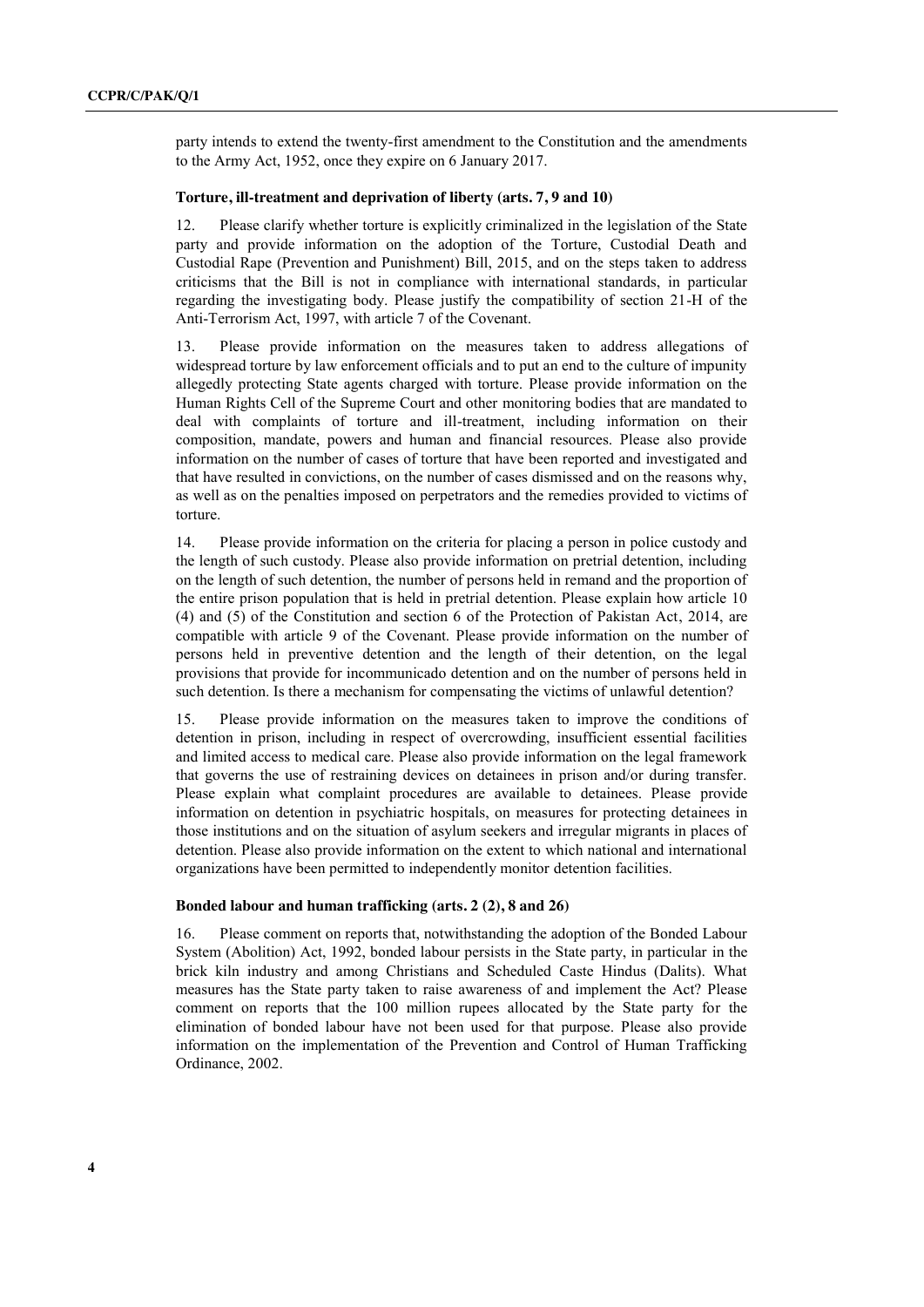party intends to extend the twenty-first amendment to the Constitution and the amendments to the Army Act, 1952, once they expire on 6 January 2017.

### Torture, ill-treatment and deprivation of liberty (arts. 7, 9 and 10)

12. Please clarify whether torture is explicitly criminalized in the legislation of the State party and provide information on the adoption of the Torture, Custodial Death and Custodial Rape (Prevention and Punishment) Bill, 2015, and on the steps taken to address criticisms that the Bill is not in compliance with international standards, in particular regarding the investigating body. Please justify the compatibility of section 21-H of the Anti-Terrorism Act, 1997, with article 7 of the Covenant.

13. Please provide information on the measures taken to address allegations of widespread torture by law enforcement officials and to put an end to the culture of impunity allegedly protecting State agents charged with torture. Please provide information on the Human Rights Cell of the Supreme Court and other monitoring bodies that are mandated to deal with complaints of torture and ill-treatment, including information on their composition, mandate, powers and human and financial resources. Please also provide information on the number of cases of torture that have been reported and investigated and that have resulted in convictions, on the number of cases dismissed and on the reasons why, as well as on the penalties imposed on perpetrators and the remedies provided to victims of torture.

14. Please provide information on the criteria for placing a person in police custody and the length of such custody. Please also provide information on pretrial detention, including on the length of such detention, the number of persons held in remand and the proportion of the entire prison population that is held in pretrial detention. Please explain how article 10 (4) and (5) of the Constitution and section 6 of the Protection of Pakistan Act, 2014, are compatible with article 9 of the Covenant. Please provide information on the number of persons held in preventive detention and the length of their detention, on the legal provisions that provide for incommunicado detention and on the number of persons held in such detention. Is there a mechanism for compensating the victims of unlawful detention?

15. Please provide information on the measures taken to improve the conditions of detention in prison, including in respect of overcrowding, insufficient essential facilities and limited access to medical care. Please also provide information on the legal framework that governs the use of restraining devices on detainees in prison and/or during transfer. Please explain what complaint procedures are available to detainees. Please provide information on detention in psychiatric hospitals, on measures for protecting detainees in those institutions and on the situation of asylum seekers and irregular migrants in places of detention. Please also provide information on the extent to which national and international organizations have been permitted to independently monitor detention facilities.

### Bonded labour and human trafficking (arts. 2 (2), 8 and 26)

16. Please comment on reports that, notwithstanding the adoption of the Bonded Labour System (Abolition) Act, 1992, bonded labour persists in the State party, in particular in the brick kiln industry and among Christians and Scheduled Caste Hindus (Dalits). What measures has the State party taken to raise awareness of and implement the Act? Please comment on reports that the 100 million rupees allocated by the State party for the elimination of bonded labour have not been used for that purpose. Please also provide information on the implementation of the Prevention and Control of Human Trafficking Ordinance, 2002.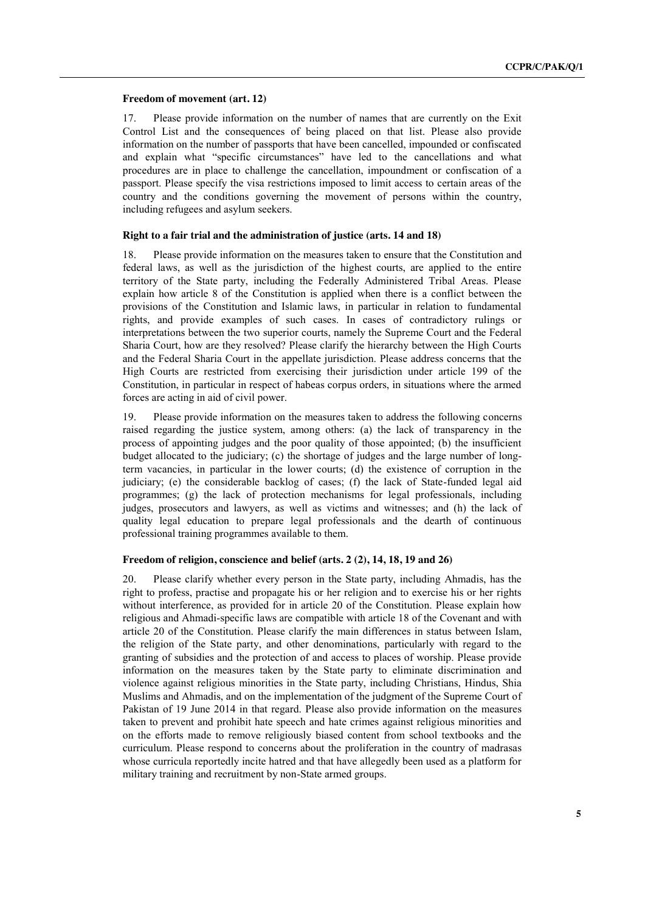### Freedom of movement (art. 12)

17. Please provide information on the number of names that are currently on the Exit Control List and the consequences of being placed on that list. Please also provide information on the number of passports that have been cancelled, impounded or confiscated and explain what "specific circumstances" have led to the cancellations and what procedures are in place to challenge the cancellation, impoundment or confiscation of a passport. Please specify the visa restrictions imposed to limit access to certain areas of the country and the conditions governing the movement of persons within the country, including refugees and asylum seekers.

### Right to a fair trial and the administration of justice (arts. 14 and 18)

18. Please provide information on the measures taken to ensure that the Constitution and federal laws, as well as the jurisdiction of the highest courts, are applied to the entire territory of the State party, including the Federally Administered Tribal Areas. Please explain how article 8 of the Constitution is applied when there is a conflict between the provisions of the Constitution and Islamic laws, in particular in relation to fundamental rights, and provide examples of such cases. In cases of contradictory rulings or interpretations between the two superior courts, namely the Supreme Court and the Federal Sharia Court, how are they resolved? Please clarify the hierarchy between the High Courts and the Federal Sharia Court in the appellate jurisdiction. Please address concerns that the High Courts are restricted from exercising their jurisdiction under article 199 of the Constitution, in particular in respect of habeas corpus orders, in situations where the armed forces are acting in aid of civil power.

19. Please provide information on the measures taken to address the following concerns raised regarding the justice system, among others: (a) the lack of transparency in the process of appointing judges and the poor quality of those appointed; (b) the insufficient budget allocated to the judiciary; (c) the shortage of judges and the large number of long-term vacancies, in particular in the lower courts; (d) the existence of corruption in the judiciary; (e) the considerable backlog of cases; (f) the lack of State-funded legal aid programmes; (g) the lack of protection mechanisms for legal professionals, including judges, prosecutors and lawyers, as well as victims and witnesses; and (h) the lack of quality legal education to prepare legal professionals and the dearth of continuous professional training programmes available to them.

### Freedom of religion, conscience and belief (arts. 2 (2), 14, 18, 19 and 26)

20. Please clarify whether every person in the State party, including Ahmadis, has the right to profess, practise and propagate his or her religion and to exercise his or her rights without interference, as provided for in article 20 of the Constitution. Please explain how religious and Ahmadi-specific laws are compatible with article 18 of the Covenant and with article 20 of the Constitution. Please clarify the main differences in status between Islam, the religion of the State party, and other denominations, particularly with regard to the granting of subsidies and the protection of and access to places of worship. Please provide information on the measures taken by the State party to eliminate discrimination and violence against religious minorities in the State party, including Christians, Hindus, Shia Muslims and Ahmadis, and on the implementation of the judgment of the Supreme Court of Pakistan of 19 June 2014 in that regard. Please also provide information on the measures taken to prevent and prohibit hate speech and hate crimes against religious minorities and on the efforts made to remove religiously biased content from school textbooks and the curriculum. Please respond to concerns about the proliferation in the country of madrasas whose curricula reportedly incite hatred and that have allegedly been used as a platform for military training and recruitment by non-State armed groups.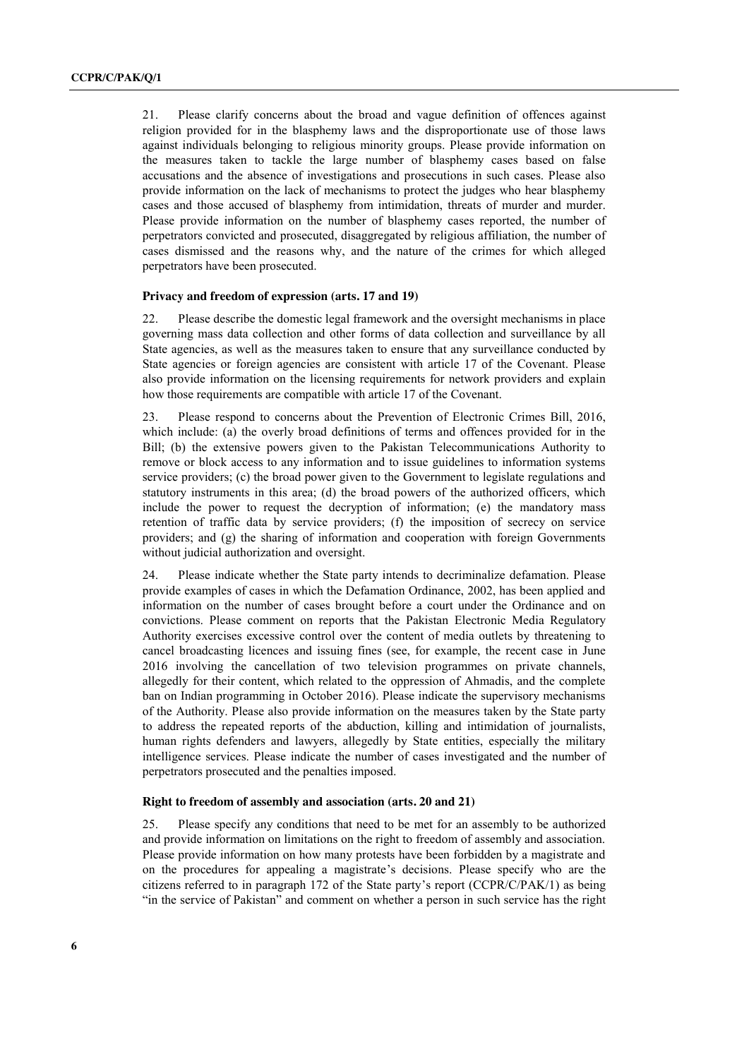21. Please clarify concerns about the broad and vague definition of offences against religion provided for in the blasphemy laws and the disproportionate use of those laws against individuals belonging to religious minority groups. Please provide information on the measures taken to tackle the large number of blasphemy cases based on false accusations and the absence of investigations and prosecutions in such cases. Please also provide information on the lack of mechanisms to protect the judges who hear blasphemy cases and those accused of blasphemy from intimidation, threats of murder and murder. Please provide information on the number of blasphemy cases reported, the number of perpetrators convicted and prosecuted, disaggregated by religious affiliation, the number of cases dismissed and the reasons why, and the nature of the crimes for which alleged perpetrators have been prosecuted.

### Privacy and freedom of expression (arts. 17 and 19)

22. Please describe the domestic legal framework and the oversight mechanisms in place governing mass data collection and other forms of data collection and surveillance by all State agencies, as well as the measures taken to ensure that any surveillance conducted by State agencies or foreign agencies are consistent with article 17 of the Covenant. Please also provide information on the licensing requirements for network providers and explain how those requirements are compatible with article 17 of the Covenant.

23. Please respond to concerns about the Prevention of Electronic Crimes Bill, 2016, which include: (a) the overly broad definitions of terms and offences provided for in the Bill; (b) the extensive powers given to the Pakistan Telecommunications Authority to remove or block access to any information and to issue guidelines to information systems service providers; (c) the broad power given to the Government to legislate regulations and statutory instruments in this area; (d) the broad powers of the authorized officers, which include the power to request the decryption of information; (e) the mandatory mass retention of traffic data by service providers; (f) the imposition of secrecy on service providers; and (g) the sharing of information and cooperation with foreign Governments without judicial authorization and oversight.

24. Please indicate whether the State party intends to decriminalize defamation. Please provide examples of cases in which the Defamation Ordinance, 2002, has been applied and information on the number of cases brought before a court under the Ordinance and on convictions. Please comment on reports that the Pakistan Electronic Media Regulatory Authority exercises excessive control over the content of media outlets by threatening to cancel broadcasting licences and issuing fines (see, for example, the recent case in June 2016 involving the cancellation of two television programmes on private channels, allegedly for their content, which related to the oppression of Ahmadis, and the complete ban on Indian programming in October 2016). Please indicate the supervisory mechanisms of the Authority. Please also provide information on the measures taken by the State party to address the repeated reports of the abduction, killing and intimidation of journalists, human rights defenders and lawyers, allegedly by State entities, especially the military intelligence services. Please indicate the number of cases investigated and the number of perpetrators prosecuted and the penalties imposed.

### Right to freedom of assembly and association (arts. 20 and 21)

25. Please specify any conditions that need to be met for an assembly to be authorized and provide information on limitations on the right to freedom of assembly and association. Please provide information on how many protests have been forbidden by a magistrate and on the procedures for appealing a magistrate's decisions. Please specify who are the citizens referred to in paragraph 172 of the State party's report (CCPR/C/PAK/1) as being "in the service of Pakistan" and comment on whether a person in such service has the right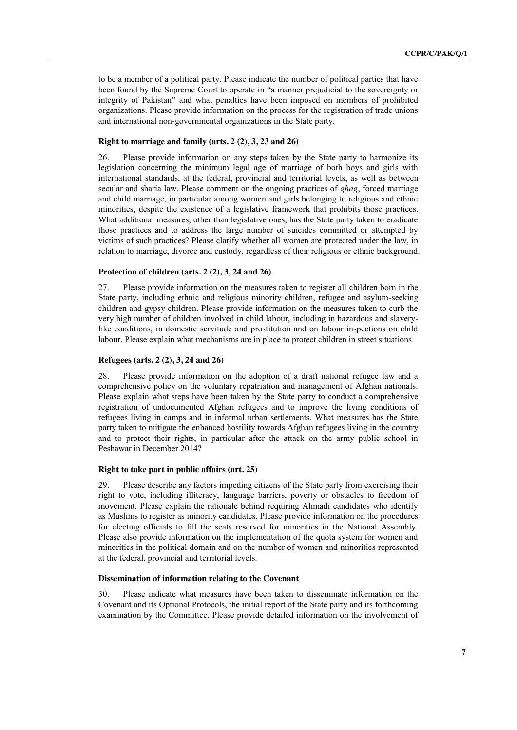to be a member of a political party. Please indicate the number of political parties that have been found by the Supreme Court to operate in "a manner prejudicial to the sovereignty or integrity of Pakistan" and what penalties have been imposed on members of prohibited organizations. Please provide information on the process for the registration of trade unions and international non-governmental organizations in the State party.

#### Right to marriage and family (arts. 2 (2), 3, 23 and 26)

26. Please provide information on any steps taken by the State party to harmonize its legislation concerning the minimum legal age of marriage of both boys and girls with international standards, at the federal, provincial and territorial levels, as well as between secular and sharia law. Please comment on the ongoing practices of *ghag*, forced marriage and child marriage, in particular among women and girls belonging to religious and ethnic minorities, despite the existence of a legislative framework that prohibits those practices. What additional measures, other than legislative ones, has the State party taken to eradicate those practices and to address the large number of suicides committed or attempted by victims of such practices? Please clarify whether all women are protected under the law, in relation to marriage, divorce and custody, regardless of their religious or ethnic background.

#### Protection of children (arts. 2 (2), 3, 24 and 26)

27. Please provide information on the measures taken to register all children born in the State party, including ethnic and religious minority children, refugee and asylum-seeking children and gypsy children. Please provide information on the measures taken to curb the very high number of children involved in child labour, including in hazardous and slavery-like conditions, in domestic servitude and prostitution and on labour inspections on child labour. Please explain what mechanisms are in place to protect children in street situations.

#### Refugees (arts. 2 (2), 3, 24 and 26)

28. Please provide information on the adoption of a draft national refugee law and a comprehensive policy on the voluntary repatriation and management of Afghan nationals. Please explain what steps have been taken by the State party to conduct a comprehensive registration of undocumented Afghan refugees and to improve the living conditions of refugees living in camps and in informal urban settlements. What measures has the State party taken to mitigate the enhanced hostility towards Afghan refugees living in the country and to protect their rights, in particular after the attack on the army public school in Peshawar in December 2014?

#### Right to take part in public affairs (art. 25)

29. Please describe any factors impeding citizens of the State party from exercising their right to vote, including illiteracy, language barriers, poverty or obstacles to freedom of movement. Please explain the rationale behind requiring Ahmadi candidates who identify as Muslims to register as minority candidates. Please provide information on the procedures for electing officials to fill the seats reserved for minorities in the National Assembly. Please also provide information on the implementation of the quota system for women and minorities in the political domain and on the number of women and minorities represented at the federal, provincial and territorial levels.

#### Dissemination of information relating to the Covenant

30. Please indicate what measures have been taken to disseminate information on the Covenant and its Optional Protocols, the initial report of the State party and its forthcoming examination by the Committee. Please provide detailed information on the involvement of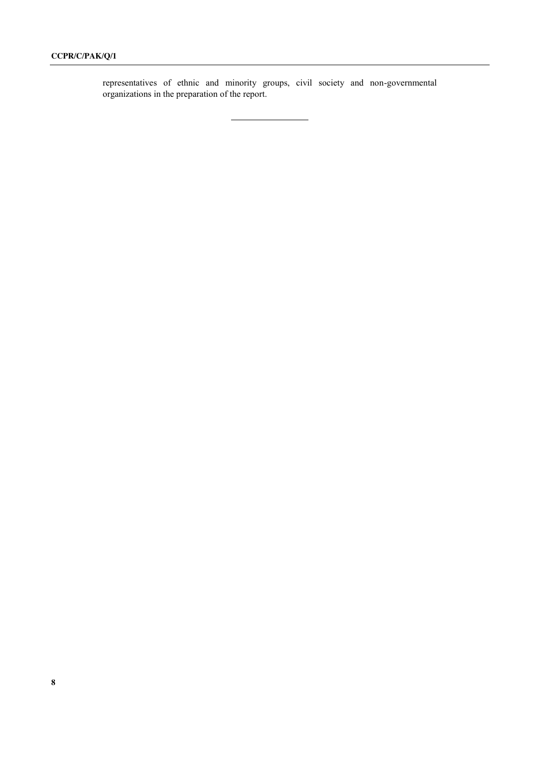representatives of ethnic and minority groups, civil society and non-governmental organizations in the preparation of the report.